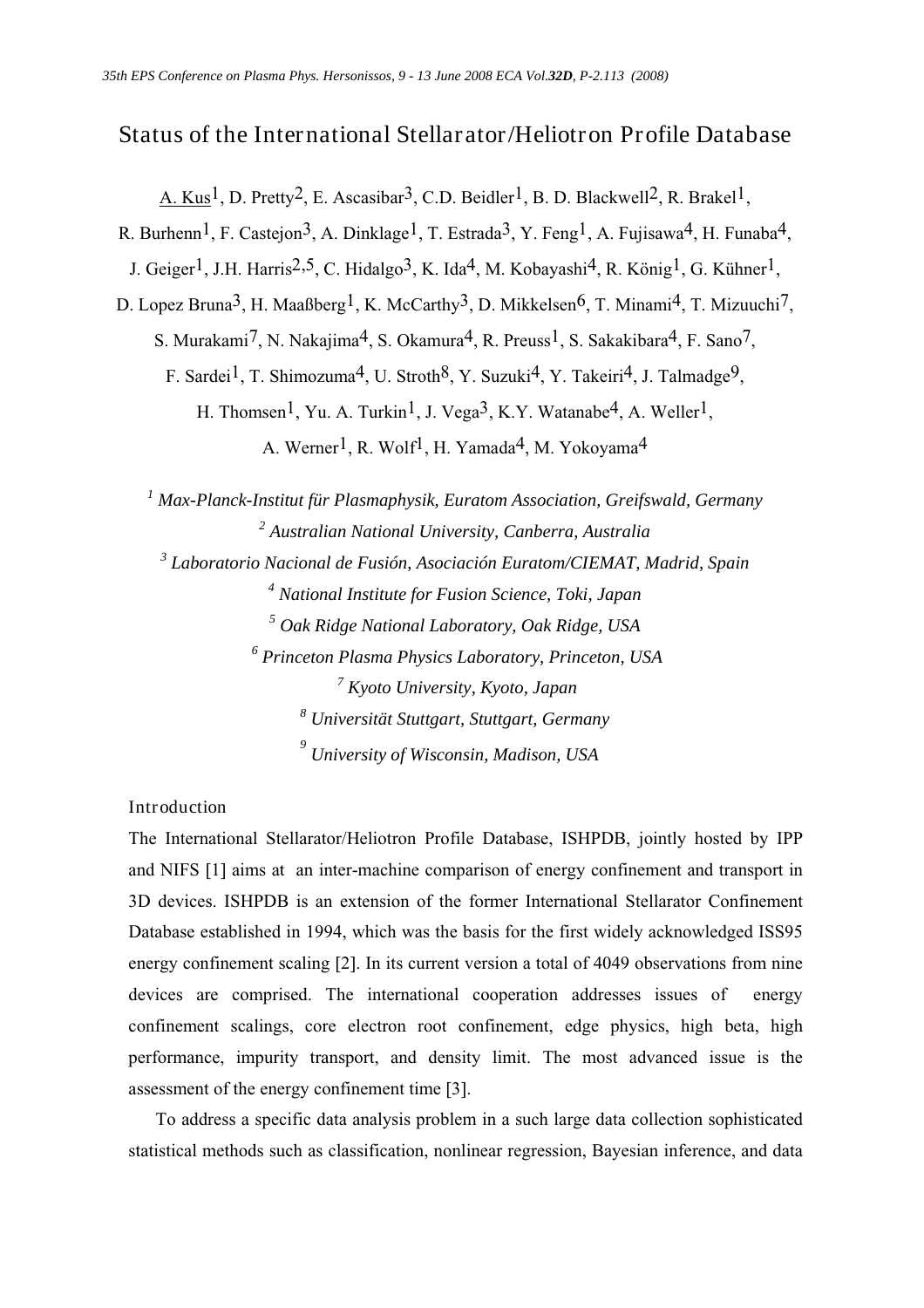# Status of the International Stellarator/Heliotron Profile Database

A. Kus[1], D. Pretty[2], E. Ascasibar[3], C.D. Beidler[1], B. D. Blackwell[2], R. Brakel[1], R. Burhenn[1], F. Castejon[3], A. Dinklage[1], T. Estrada[3], Y. Feng[1], A. Fujisawa[4], H. Funaba[4], J. Geiger[1], J.H. Harris[2,5], C. Hidalgo[3], K. Ida[4], M. Kobayashi[4], R. König[1], G. Kühner[1], D. Lopez Bruna[3], H. Maaßberg[1], K. McCarthy[3], D. Mikkelsen[6], T. Minami[4], T. Mizuuchi[7], S. Murakami[7], N. Nakajima[4], S. Okamura[4], R. Preuss[1], S. Sakakibara[4], F. Sano[7], F. Sardei[1], T. Shimozuma[4], U. Stroth[8], Y. Suzuki[4], Y. Takeiri[4], J. Talmadge[9], H. Thomsen[1], Yu. A. Turkin[1], J. Vega[3], K.Y. Watanabe[4], A. Weller[1], A. Werner[1], R. Wolf[1], H. Yamada[4], M. Yokoyama[4]

[1] *Max-Planck-Institut für Plasmaphysik, Euratom Association, Greifswald, Germany*
[2] *Australian National University, Canberra, Australia*
[3] *Laboratorio Nacional de Fusión, Asociación Euratom/CIEMAT, Madrid, Spain*
[4] *National Institute for Fusion Science, Toki, Japan*
[5] *Oak Ridge National Laboratory, Oak Ridge, USA*
[6] *Princeton Plasma Physics Laboratory, Princeton, USA*
[7] *Kyoto University, Kyoto, Japan*
[8] *Universität Stuttgart, Stuttgart, Germany*
[9] *University of Wisconsin, Madison, USA*

## Introduction

The International Stellarator/Heliotron Profile Database, ISHPDB, jointly hosted by IPP and NIFS [1] aims at an inter-machine comparison of energy confinement and transport in 3D devices. ISHPDB is an extension of the former International Stellarator Confinement Database established in 1994, which was the basis for the first widely acknowledged ISS95 energy confinement scaling [2]. In its current version a total of 4049 observations from nine devices are comprised. The international cooperation addresses issues of energy confinement scalings, core electron root confinement, edge physics, high beta, high performance, impurity transport, and density limit. The most advanced issue is the assessment of the energy confinement time [3].

To address a specific data analysis problem in a such large data collection sophisticated statistical methods such as classification, nonlinear regression, Bayesian inference, and data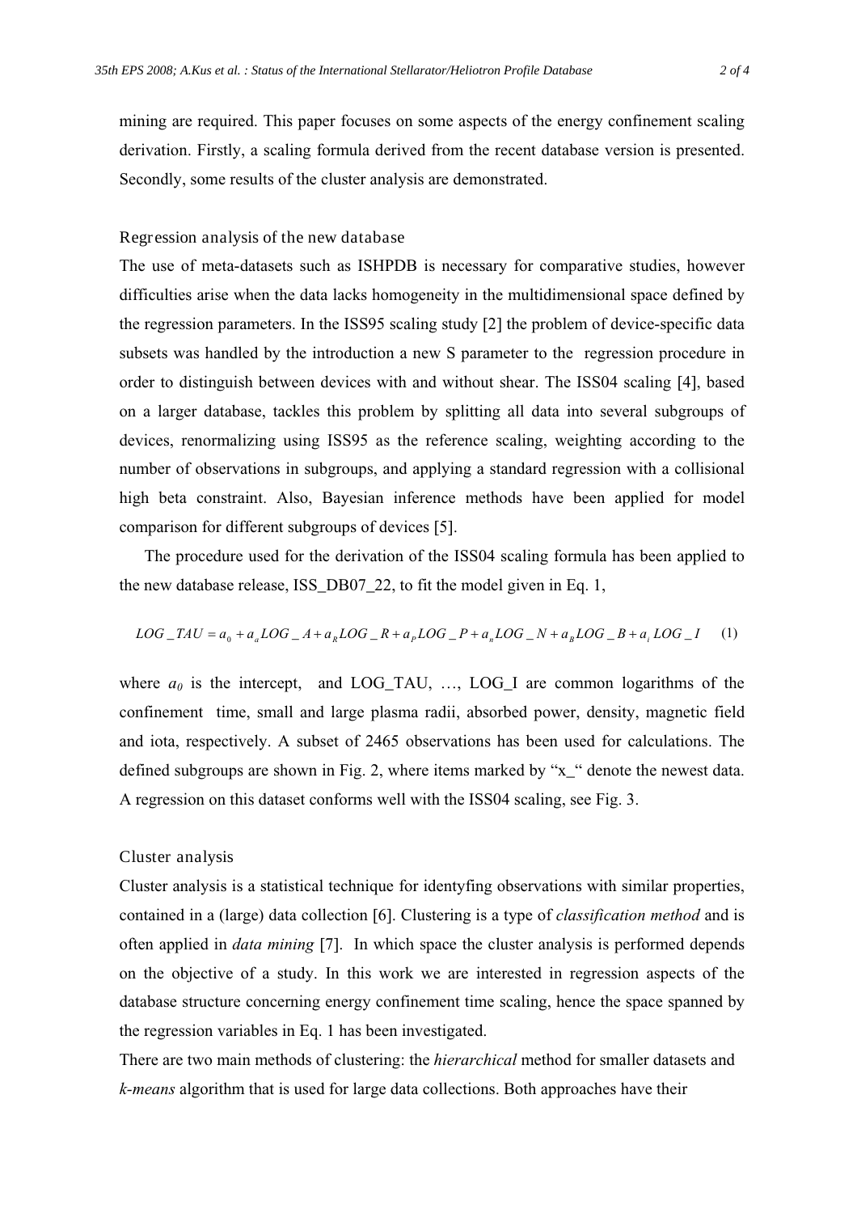mining are required. This paper focuses on some aspects of the energy confinement scaling derivation. Firstly, a scaling formula derived from the recent database version is presented. Secondly, some results of the cluster analysis are demonstrated.

### Regression analysis of the new database

The use of meta-datasets such as ISHPDB is necessary for comparative studies, however difficulties arise when the data lacks homogeneity in the multidimensional space defined by the regression parameters. In the ISS95 scaling study [2] the problem of device-specific data subsets was handled by the introduction a new S parameter to the regression procedure in order to distinguish between devices with and without shear. The ISS04 scaling [4], based on a larger database, tackles this problem by splitting all data into several subgroups of devices, renormalizing using ISS95 as the reference scaling, weighting according to the number of observations in subgroups, and applying a standard regression with a collisional high beta constraint. Also, Bayesian inference methods have been applied for model comparison for different subgroups of devices [5].

The procedure used for the derivation of the ISS04 scaling formula has been applied to the new database release, ISS_DB07_22, to fit the model given in Eq. 1,

$$LOG\_TAU = a_0 + a_a LOG\_A + a_R LOG\_R + a_P LOG\_P + a_n LOG\_N + a_B LOG\_B + a_\iota LOG\_I \quad (1)$$

where $a_0$ is the intercept, and LOG_TAU, …, LOG_I are common logarithms of the confinement time, small and large plasma radii, absorbed power, density, magnetic field and iota, respectively. A subset of 2465 observations has been used for calculations. The defined subgroups are shown in Fig. 2, where items marked by "x_" denote the newest data. A regression on this dataset conforms well with the ISS04 scaling, see Fig. 3.

### Cluster analysis

Cluster analysis is a statistical technique for identyfing observations with similar properties, contained in a (large) data collection [6]. Clustering is a type of *classification method* and is often applied in *data mining* [7]. In which space the cluster analysis is performed depends on the objective of a study. In this work we are interested in regression aspects of the database structure concerning energy confinement time scaling, hence the space spanned by the regression variables in Eq. 1 has been investigated.

There are two main methods of clustering: the *hierarchical* method for smaller datasets and *k-means* algorithm that is used for large data collections. Both approaches have their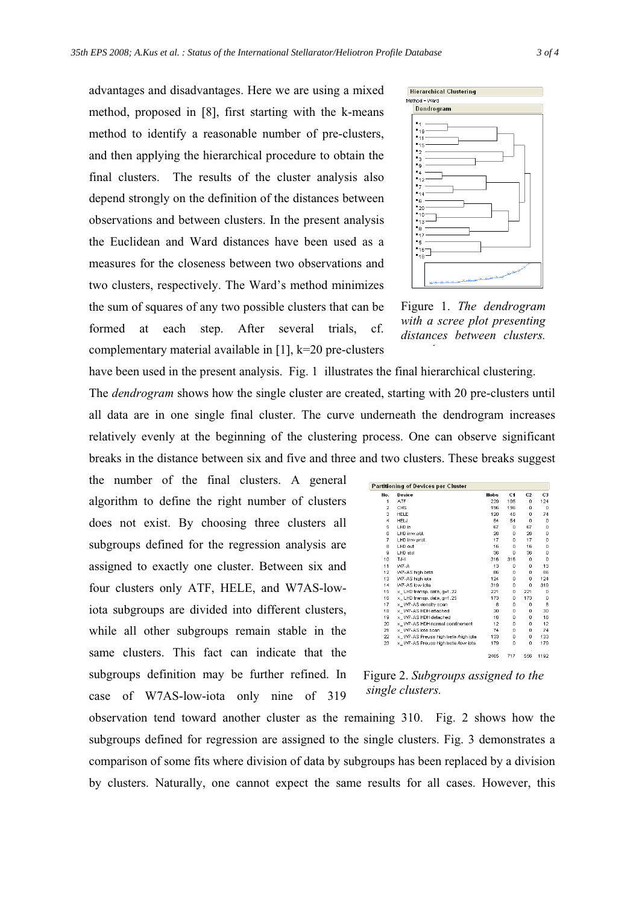advantages and disadvantages. Here we are using a mixed method, proposed in [8], first starting with the k-means method to identify a reasonable number of pre-clusters, and then applying the hierarchical procedure to obtain the final clusters. The results of the cluster analysis also depend strongly on the definition of the distances between observations and between clusters. In the present analysis the Euclidean and Ward distances have been used as a measures for the closeness between two observations and two clusters, respectively. The Ward's method minimizes the sum of squares of any two possible clusters that can be formed at each step. After several trials, cf. complementary material available in [1], k=20 pre-clusters have been used in the present analysis. Fig. 1 illustrates the final hierarchical clustering. The *dendrogram* shows how the single cluster are created, starting with 20 pre-clusters until all data are in one single final cluster. The curve underneath the dendrogram increases relatively evenly at the beginning of the clustering process. One can observe significant breaks in the distance between six and five and three and two clusters. These breaks suggest the number of the final clusters. A general algorithm to define the right number of clusters does not exist. By choosing three clusters all subgroups defined for the regression analysis are assigned to exactly one cluster. Between six and four clusters only ATF, HELE, and W7AS-low-iota subgroups are divided into different clusters, while all other subgroups remain stable in the same clusters. This fact can indicate that the subgroups definition may be further refined. In case of W7AS-low-iota only nine of 319 observation tend toward another cluster as the remaining 310. Fig. 2 shows how the subgroups defined for regression are assigned to the single clusters. Fig. 3 demonstrates a comparison of some fits where division of data by subgroups has been replaced by a division by clusters. Naturally, one cannot expect the same results for all cases. However, this

Figure 1. *The dendrogram with a scree plot presenting distances between clusters.*

**Partitioning of Devices per Cluster**

| No. | Device | Nobs | C1 | C2 | C3 |
|---|---|---|---|---|---|
| 1 | ATF | 229 | 105 | 0 | 124 |
| 2 | CHS | 196 | 196 | 0 | 0 |
| 3 | HELE | 120 | 46 | 0 | 74 |
| 4 | HELJ | 54 | 54 | 0 | 0 |
| 5 | LHD in | 67 | 0 | 67 | 0 |
| 6 | LHD inw.obl. | 26 | 0 | 26 | 0 |
| 7 | LHD inw.prol. | 17 | 0 | 17 | 0 |
| 8 | LHD out | 16 | 0 | 16 | 0 |
| 9 | LHD std | 36 | 0 | 36 | 0 |
| 10 | TJ-II | 316 | 316 | 0 | 0 |
| 11 | W7-A | 13 | 0 | 0 | 13 |
| 12 | W7-AS high beta | 86 | 0 | 0 | 86 |
| 13 | W7-AS high iota | 124 | 0 | 0 | 124 |
| 14 | W7-AS low iota | 319 | 0 | 0 | 319 |
| 15 | x_ LHD transp. data, g=1.22 | 221 | 0 | 221 | 0 |
| 16 | x_ LHD transp. data, g=1.25 | 173 | 0 | 173 | 0 |
| 17 | x_ W7-AS density scan | 8 | 0 | 0 | 8 |
| 18 | x_ W7-AS HDH attached | 30 | 0 | 0 | 30 |
| 19 | x_ W7-AS HDH detached | 16 | 0 | 0 | 16 |
| 20 | x_ W7-AS HDH normal confinement | 12 | 0 | 0 | 12 |
| 21 | x_ W7-AS iota scan | 74 | 0 | 0 | 74 |
| 22 | x_ W7-AS Preuss high beta /high iota | 133 | 0 | 0 | 133 |
| 23 | x_ W7-AS Preuss high beta /low iota | 179 | 0 | 0 | 179 |
| | | 2465 | 717 | 556 | 1192 |

Figure 2. *Subgroups assigned to the single clusters.*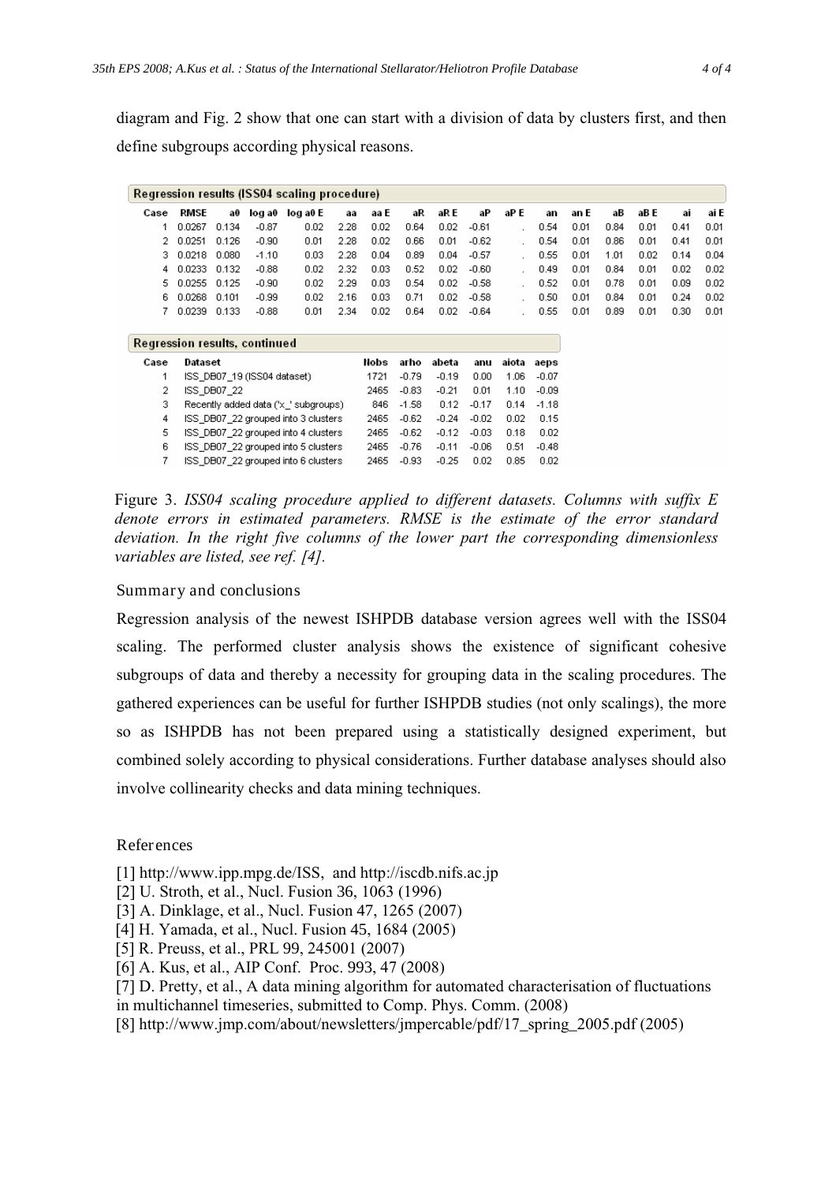diagram and Fig. 2 show that one can start with a division of data by clusters first, and then define subgroups according physical reasons.

**Regression results (ISS04 scaling procedure)**

| Case | RMSE | a0 | log a0 | log a0 E | aa | aa E | aR | aR E | aP | aP E | an | an E | aB | aB E | ai | ai E |
|---|---|---|---|---|---|---|---|---|---|---|---|---|---|---|---|---|
| 1 | 0.0267 | 0.134 | -0.87 | 0.02 | 2.28 | 0.02 | 0.64 | 0.02 | -0.61 | . | 0.54 | 0.01 | 0.84 | 0.01 | 0.41 | 0.01 |
| 2 | 0.0251 | 0.126 | -0.90 | 0.01 | 2.28 | 0.02 | 0.66 | 0.01 | -0.62 | . | 0.54 | 0.01 | 0.86 | 0.01 | 0.41 | 0.01 |
| 3 | 0.0218 | 0.080 | -1.10 | 0.03 | 2.28 | 0.04 | 0.89 | 0.04 | -0.57 | . | 0.55 | 0.01 | 1.01 | 0.02 | 0.14 | 0.04 |
| 4 | 0.0233 | 0.132 | -0.88 | 0.02 | 2.32 | 0.03 | 0.52 | 0.02 | -0.60 | . | 0.49 | 0.01 | 0.84 | 0.01 | 0.02 | 0.02 |
| 5 | 0.0255 | 0.125 | -0.90 | 0.02 | 2.29 | 0.03 | 0.54 | 0.02 | -0.58 | . | 0.52 | 0.01 | 0.78 | 0.01 | 0.09 | 0.02 |
| 6 | 0.0268 | 0.101 | -0.99 | 0.02 | 2.16 | 0.03 | 0.71 | 0.02 | -0.58 | . | 0.50 | 0.01 | 0.84 | 0.01 | 0.24 | 0.02 |
| 7 | 0.0239 | 0.133 | -0.88 | 0.01 | 2.34 | 0.02 | 0.64 | 0.02 | -0.64 | . | 0.55 | 0.01 | 0.89 | 0.01 | 0.30 | 0.01 |

**Regression results, continued**

| Case | Dataset | Nobs | arho | abeta | anu | aiota | aeps |
|---|---|---|---|---|---|---|---|
| 1 | ISS_DB07_19 (ISS04 dataset) | 1721 | -0.79 | -0.19 | 0.00 | 1.06 | -0.07 |
| 2 | ISS_DB07_22 | 2465 | -0.83 | -0.21 | 0.01 | 1.10 | -0.09 |
| 3 | Recently added data ('x_' subgroups) | 846 | -1.58 | 0.12 | -0.17 | 0.14 | -1.18 |
| 4 | ISS_DB07_22 grouped into 3 clusters | 2465 | -0.62 | -0.24 | -0.02 | 0.02 | 0.15 |
| 5 | ISS_DB07_22 grouped into 4 clusters | 2465 | -0.62 | -0.12 | -0.03 | 0.18 | 0.02 |
| 6 | ISS_DB07_22 grouped into 5 clusters | 2465 | -0.76 | -0.11 | -0.06 | 0.51 | -0.48 |
| 7 | ISS_DB07_22 grouped into 6 clusters | 2465 | -0.93 | -0.25 | 0.02 | 0.85 | 0.02 |

Figure 3. *ISS04 scaling procedure applied to different datasets. Columns with suffix E denote errors in estimated parameters. RMSE is the estimate of the error standard deviation. In the right five columns of the lower part the corresponding dimensionless variables are listed, see ref. [4].*

## Summary and conclusions

Regression analysis of the newest ISHPDB database version agrees well with the ISS04 scaling. The performed cluster analysis shows the existence of significant cohesive subgroups of data and thereby a necessity for grouping data in the scaling procedures. The gathered experiences can be useful for further ISHPDB studies (not only scalings), the more so as ISHPDB has not been prepared using a statistically designed experiment, but combined solely according to physical considerations. Further database analyses should also involve collinearity checks and data mining techniques.

## References

[1] http://www.ipp.mpg.de/ISS, and http://iscdb.nifs.ac.jp
[2] U. Stroth, et al., Nucl. Fusion 36, 1063 (1996)
[3] A. Dinklage, et al., Nucl. Fusion 47, 1265 (2007)
[4] H. Yamada, et al., Nucl. Fusion 45, 1684 (2005)
[5] R. Preuss, et al., PRL 99, 245001 (2007)
[6] A. Kus, et al., AIP Conf. Proc. 993, 47 (2008)
[7] D. Pretty, et al., A data mining algorithm for automated characterisation of fluctuations in multichannel timeseries, submitted to Comp. Phys. Comm. (2008)
[8] http://www.jmp.com/about/newsletters/jmpercable/pdf/17_spring_2005.pdf (2005)